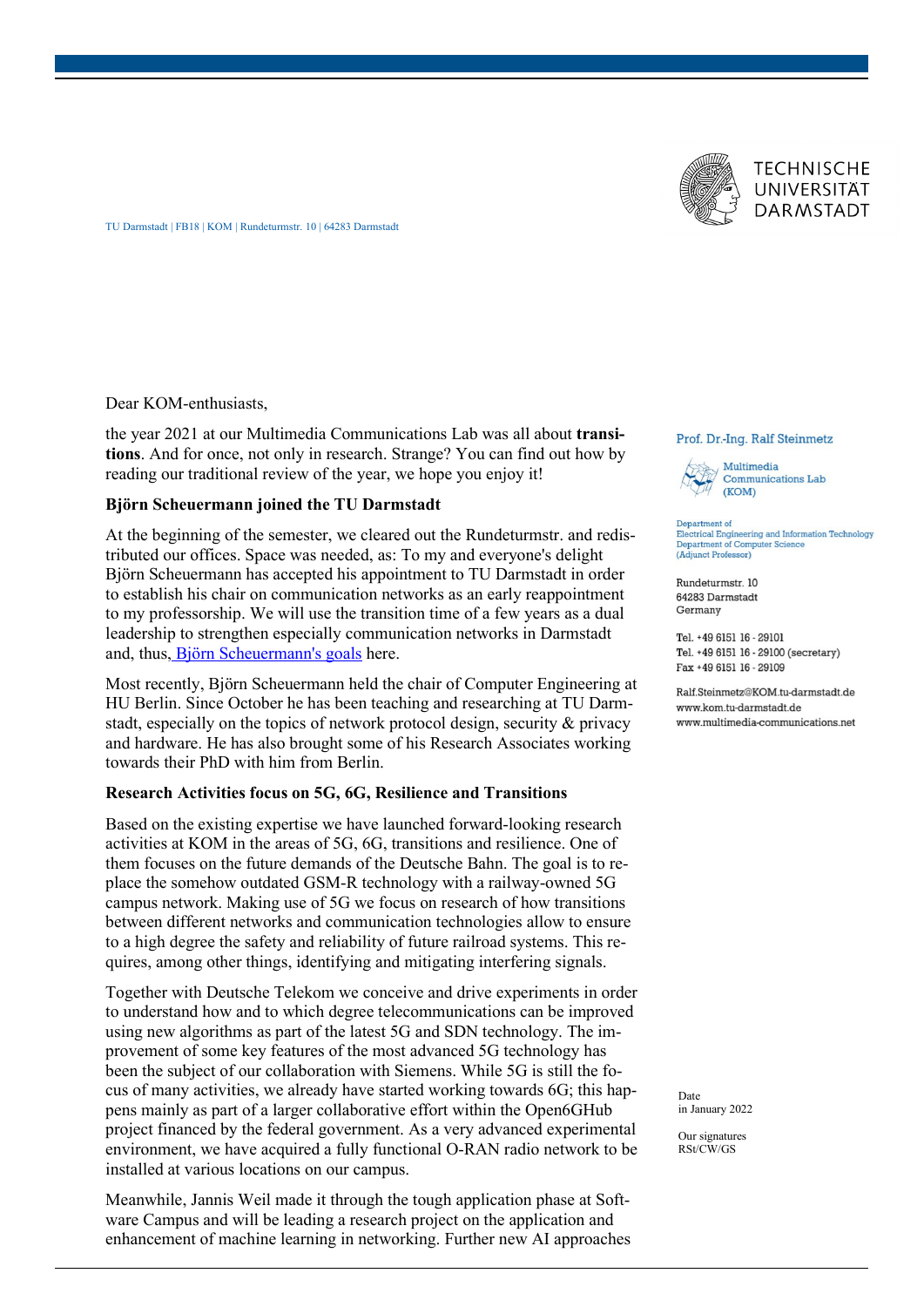TU Darmstadt | FB18 | KOM | Rundeturmstr. 10 | 64283 Darmstadt

Prof. Dr.-Ing. Ralf Steinmetz

Multimedia Communications Lab (KOM)

Department of Electrical Engineering and Information Technology
Department of Computer Science
(Adjunct Professor)

Rundeturmstr. 10
64283 Darmstadt
Germany

Tel. +49 6151 16 - 29101
Tel. +49 6151 16 - 29100 (secretary)
Fax +49 6151 16 - 29109

Ralf.Steinmetz@KOM.tu-darmstadt.de
www.kom.tu-darmstadt.de
www.multimedia-communications.net

Date
in January 2022

Our signatures
RSt/CW/GS

Dear KOM-enthusiasts,

the year 2021 at our Multimedia Communications Lab was all about **transitions**. And for once, not only in research. Strange? You can find out how by reading our traditional review of the year, we hope you enjoy it!

**Björn Scheuermann joined the TU Darmstadt**

At the beginning of the semester, we cleared out the Rundeturmstr. and redistributed our offices. Space was needed, as: To my and everyone's delight Björn Scheuermann has accepted his appointment to TU Darmstadt in order to establish his chair on communication networks as an early reappointment to my professorship. We will use the transition time of a few years as a dual leadership to strengthen especially communication networks in Darmstadt and, thus, Björn Scheuermann's goals here.

Most recently, Björn Scheuermann held the chair of Computer Engineering at HU Berlin. Since October he has been teaching and researching at TU Darmstadt, especially on the topics of network protocol design, security & privacy and hardware. He has also brought some of his Research Associates working towards their PhD with him from Berlin.

**Research Activities focus on 5G, 6G, Resilience and Transitions**

Based on the existing expertise we have launched forward-looking research activities at KOM in the areas of 5G, 6G, transitions and resilience. One of them focuses on the future demands of the Deutsche Bahn. The goal is to replace the somehow outdated GSM-R technology with a railway-owned 5G campus network. Making use of 5G we focus on research of how transitions between different networks and communication technologies allow to ensure to a high degree the safety and reliability of future railroad systems. This requires, among other things, identifying and mitigating interfering signals.

Together with Deutsche Telekom we conceive and drive experiments in order to understand how and to which degree telecommunications can be improved using new algorithms as part of the latest 5G and SDN technology. The improvement of some key features of the most advanced 5G technology has been the subject of our collaboration with Siemens. While 5G is still the focus of many activities, we already have started working towards 6G; this happens mainly as part of a larger collaborative effort within the Open6GHub project financed by the federal government. As a very advanced experimental environment, we have acquired a fully functional O-RAN radio network to be installed at various locations on our campus.

Meanwhile, Jannis Weil made it through the tough application phase at Software Campus and will be leading a research project on the application and enhancement of machine learning in networking. Further new AI approaches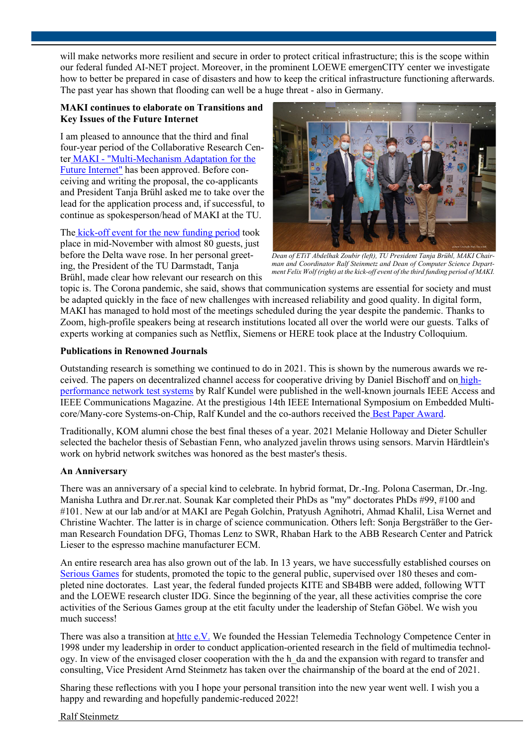will make networks more resilient and secure in order to protect critical infrastructure; this is the scope within our federal funded AI-NET project. Moreover, in the prominent LOEWE emergenCITY center we investigate how to better be prepared in case of disasters and how to keep the critical infrastructure functioning afterwards. The past year has shown that flooding can well be a huge threat - also in Germany.

**MAKI continues to elaborate on Transitions and Key Issues of the Future Internet**

I am pleased to announce that the third and final four-year period of the Collaborative Research Center MAKI - "Multi-Mechanism Adaptation for the Future Internet" has been approved. Before conceiving and writing the proposal, the co-applicants and President Tanja Brühl asked me to take over the lead for the application process and, if successful, to continue as spokesperson/head of MAKI at the TU.

*Dean of ETiT Abdelhak Zoubir (left), TU President Tanja Brühl, MAKI Chairman and Coordinator Ralf Steinmetz and Dean of Computer Science Department Felix Wolf (right) at the kick-off event of the third funding period of MAKI.*

The kick-off event for the new funding period took place in mid-November with almost 80 guests, just before the Delta wave rose. In her personal greeting, the President of the TU Darmstadt, Tanja Brühl, made clear how relevant our research on this topic is. The Corona pandemic, she said, shows that communication systems are essential for society and must be adapted quickly in the face of new challenges with increased reliability and good quality. In digital form, MAKI has managed to hold most of the meetings scheduled during the year despite the pandemic. Thanks to Zoom, high-profile speakers being at research institutions located all over the world were our guests. Talks of experts working at companies such as Netflix, Siemens or HERE took place at the Industry Colloquium.

**Publications in Renowned Journals**

Outstanding research is something we continued to do in 2021. This is shown by the numerous awards we received. The papers on decentralized channel access for cooperative driving by Daniel Bischoff and on high-performance network test systems by Ralf Kundel were published in the well-known journals IEEE Access and IEEE Communications Magazine. At the prestigious 14th IEEE International Symposium on Embedded Multicore/Many-core Systems-on-Chip, Ralf Kundel and the co-authors received the Best Paper Award.

Traditionally, KOM alumni chose the best final theses of a year. 2021 Melanie Holloway and Dieter Schuller selected the bachelor thesis of Sebastian Fenn, who analyzed javelin throws using sensors. Marvin Härdtlein's work on hybrid network switches was honored as the best master's thesis.

**An Anniversary**

There was an anniversary of a special kind to celebrate. In hybrid format, Dr.-Ing. Polona Caserman, Dr.-Ing. Manisha Luthra and Dr.rer.nat. Sounak Kar completed their PhDs as "my" doctorates PhDs #99, #100 and #101. New at our lab and/or at MAKI are Pegah Golchin, Pratyush Agnihotri, Ahmad Khalil, Lisa Wernet and Christine Wachter. The latter is in charge of science communication. Others left: Sonja Bergsträßer to the German Research Foundation DFG, Thomas Lenz to SWR, Rhaban Hark to the ABB Research Center and Patrick Lieser to the espresso machine manufacturer ECM.

An entire research area has also grown out of the lab. In 13 years, we have successfully established courses on Serious Games for students, promoted the topic to the general public, supervised over 180 theses and completed nine doctorates. Last year, the federal funded projects KITE and SB4BB were added, following WTT and the LOEWE research cluster IDG. Since the beginning of the year, all these activities comprise the core activities of the Serious Games group at the etit faculty under the leadership of Stefan Göbel. We wish you much success!

There was also a transition at httc e.V. We founded the Hessian Telemedia Technology Competence Center in 1998 under my leadership in order to conduct application-oriented research in the field of multimedia technology. In view of the envisaged closer cooperation with the h_da and the expansion with regard to transfer and consulting, Vice President Arnd Steinmetz has taken over the chairmanship of the board at the end of 2021.

Sharing these reflections with you I hope your personal transition into the new year went well. I wish you a happy and rewarding and hopefully pandemic-reduced 2022!

Ralf Steinmetz